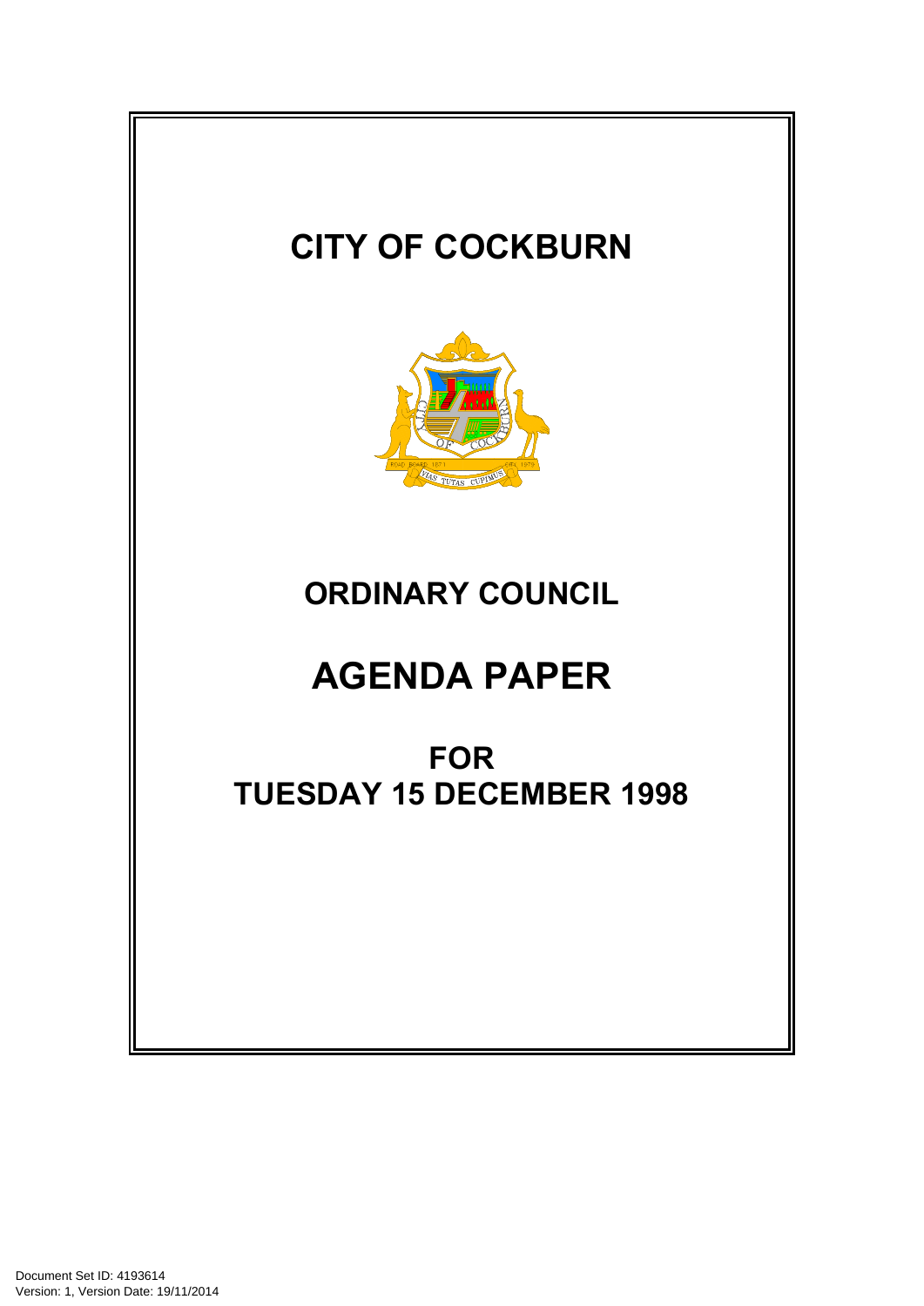# CITY OF COCKBURN

## ORDINARY COUNCIL

# AGENDA PAPER

## FOR
## TUESDAY 15 DECEMBER 1998

Document Set ID: 4193614
Version: 1, Version Date: 19/11/2014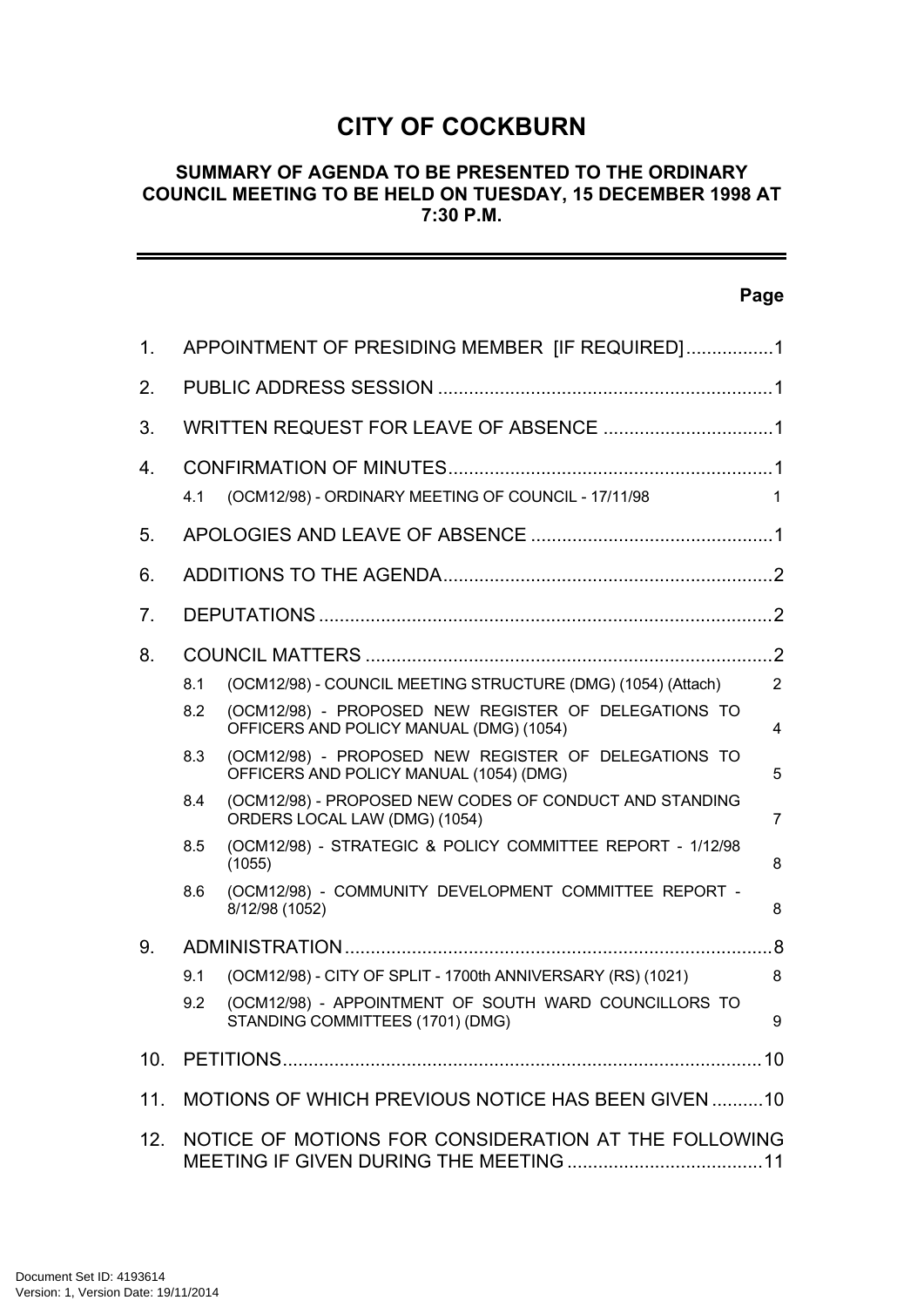# CITY OF COCKBURN

## SUMMARY OF AGENDA TO BE PRESENTED TO THE ORDINARY COUNCIL MEETING TO BE HELD ON TUESDAY, 15 DECEMBER 1998 AT 7:30 P.M.

| | | Page |
|---|---|---|
| 1. | APPOINTMENT OF PRESIDING MEMBER [IF REQUIRED] | 1 |
| 2. | PUBLIC ADDRESS SESSION | 1 |
| 3. | WRITTEN REQUEST FOR LEAVE OF ABSENCE | 1 |
| 4. | CONFIRMATION OF MINUTES | 1 |
| | 4.1 (OCM12/98) - ORDINARY MEETING OF COUNCIL - 17/11/98 | 1 |
| 5. | APOLOGIES AND LEAVE OF ABSENCE | 1 |
| 6. | ADDITIONS TO THE AGENDA | 2 |
| 7. | DEPUTATIONS | 2 |
| 8. | COUNCIL MATTERS | 2 |
| | 8.1 (OCM12/98) - COUNCIL MEETING STRUCTURE (DMG) (1054) (Attach) | 2 |
| | 8.2 (OCM12/98) - PROPOSED NEW REGISTER OF DELEGATIONS TO OFFICERS AND POLICY MANUAL (DMG) (1054) | 4 |
| | 8.3 (OCM12/98) - PROPOSED NEW REGISTER OF DELEGATIONS TO OFFICERS AND POLICY MANUAL (1054) (DMG) | 5 |
| | 8.4 (OCM12/98) - PROPOSED NEW CODES OF CONDUCT AND STANDING ORDERS LOCAL LAW (DMG) (1054) | 7 |
| | 8.5 (OCM12/98) - STRATEGIC & POLICY COMMITTEE REPORT - 1/12/98 (1055) | 8 |
| | 8.6 (OCM12/98) - COMMUNITY DEVELOPMENT COMMITTEE REPORT - 8/12/98 (1052) | 8 |
| 9. | ADMINISTRATION | 8 |
| | 9.1 (OCM12/98) - CITY OF SPLIT - 1700th ANNIVERSARY (RS) (1021) | 8 |
| | 9.2 (OCM12/98) - APPOINTMENT OF SOUTH WARD COUNCILLORS TO STANDING COMMITTEES (1701) (DMG) | 9 |
| 10. | PETITIONS | 10 |
| 11. | MOTIONS OF WHICH PREVIOUS NOTICE HAS BEEN GIVEN | 10 |
| 12. | NOTICE OF MOTIONS FOR CONSIDERATION AT THE FOLLOWING MEETING IF GIVEN DURING THE MEETING | 11 |

Document Set ID: 4193614
Version: 1, Version Date: 19/11/2014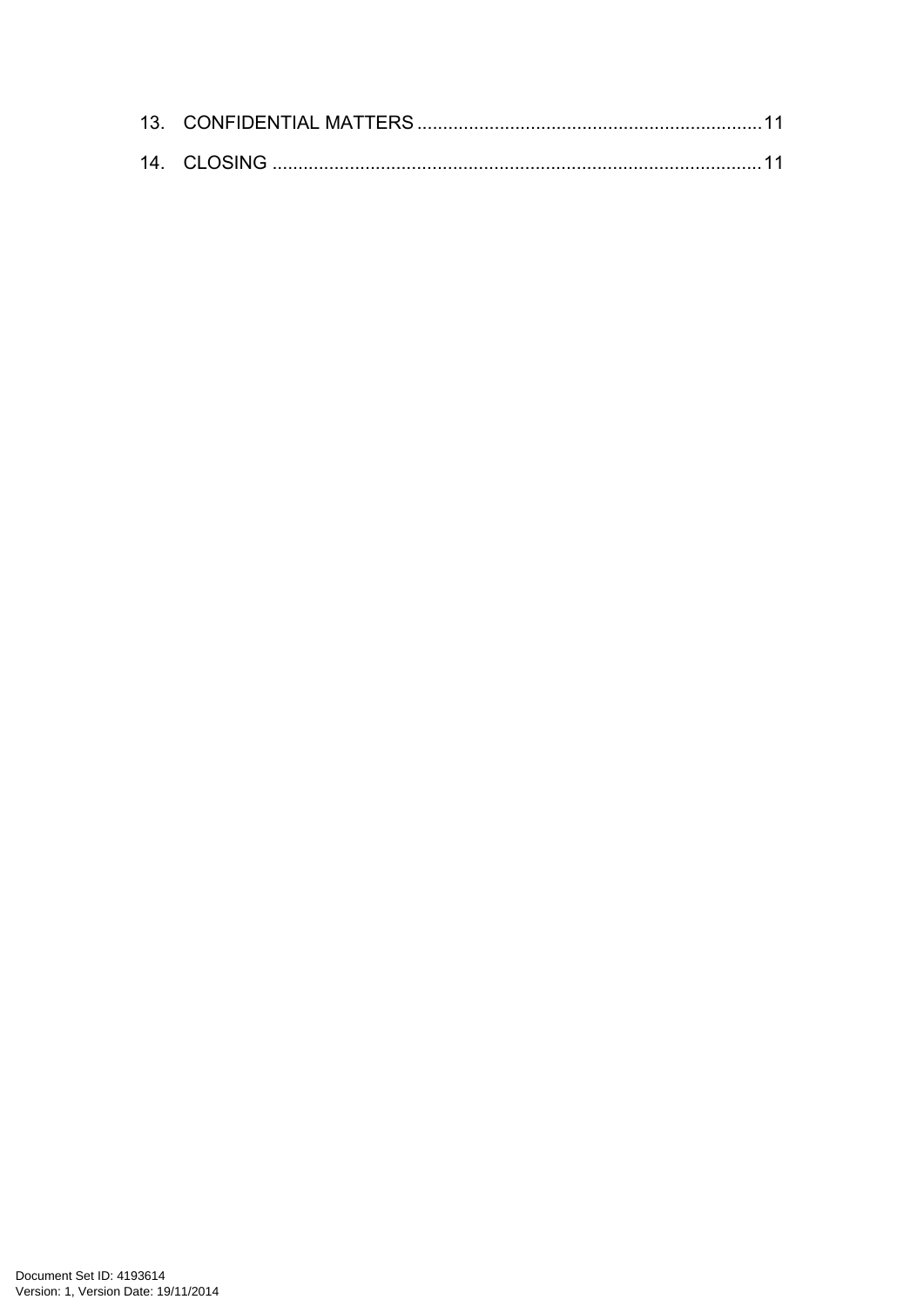13. CONFIDENTIAL MATTERS ..................................................................11

14. CLOSING ..............................................................................................11

Document Set ID: 4193614
Version: 1, Version Date: 19/11/2014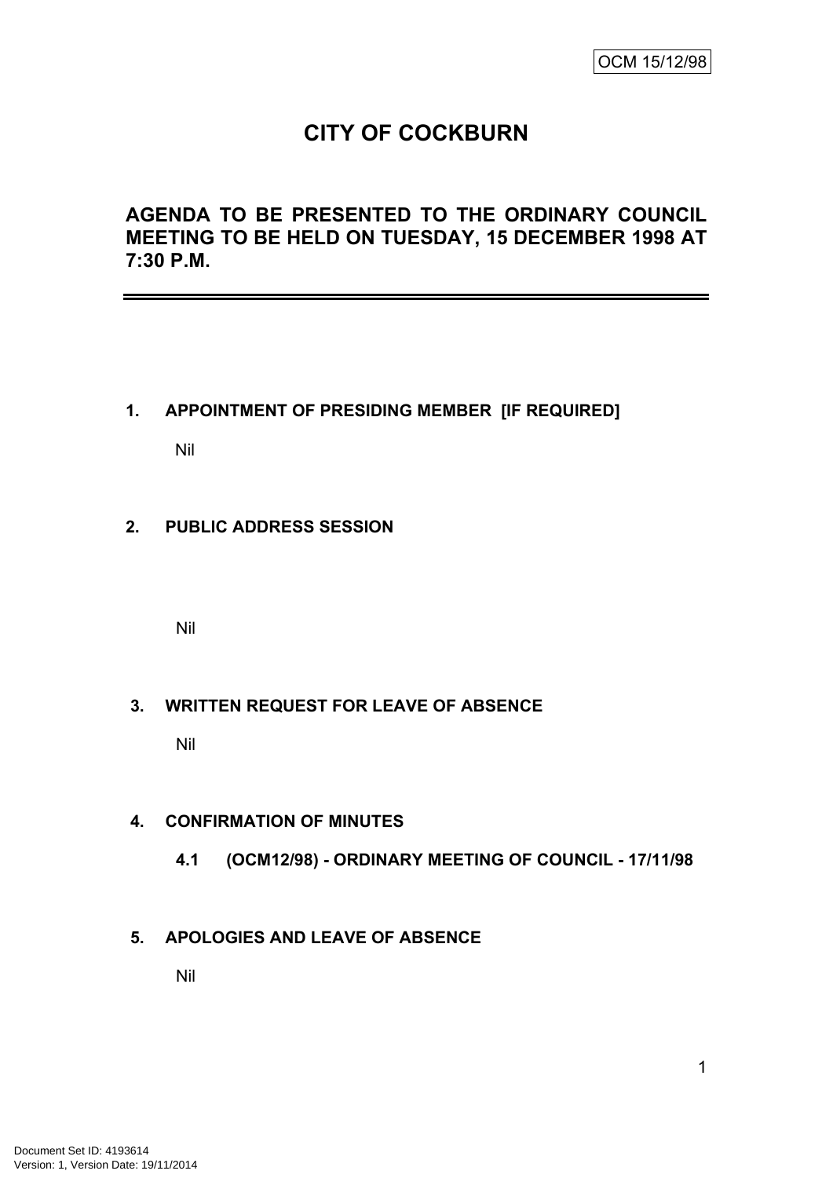OCM 15/12/98

# CITY OF COCKBURN

## AGENDA TO BE PRESENTED TO THE ORDINARY COUNCIL MEETING TO BE HELD ON TUESDAY, 15 DECEMBER 1998 AT 7:30 P.M.

---

### 1. APPOINTMENT OF PRESIDING MEMBER [IF REQUIRED]

Nil

### 2. PUBLIC ADDRESS SESSION

Nil

### 3. WRITTEN REQUEST FOR LEAVE OF ABSENCE

Nil

### 4. CONFIRMATION OF MINUTES

#### 4.1 (OCM12/98) - ORDINARY MEETING OF COUNCIL - 17/11/98

### 5. APOLOGIES AND LEAVE OF ABSENCE

Nil

Document Set ID: 4193614
Version: 1, Version Date: 19/11/2014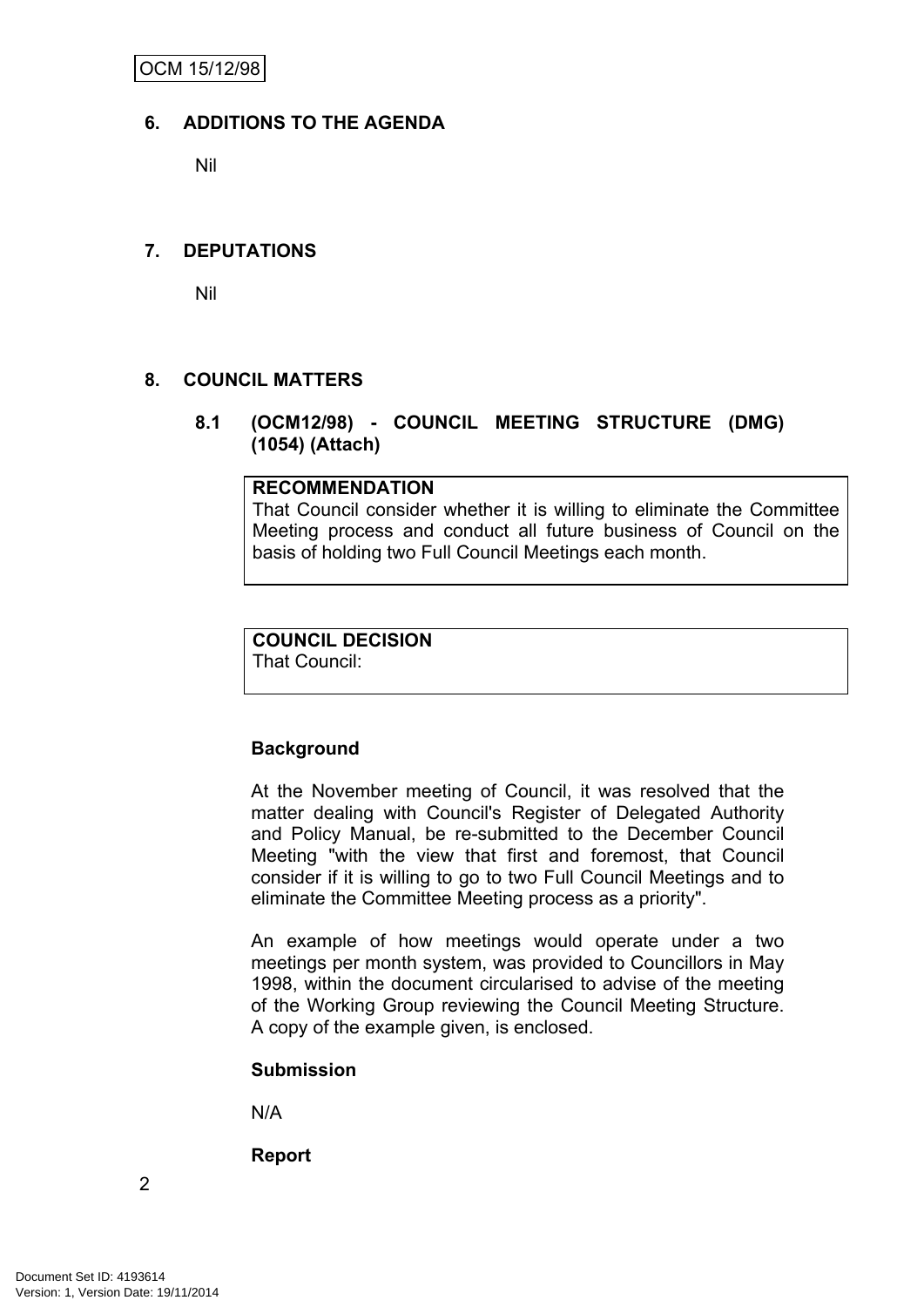## 6. ADDITIONS TO THE AGENDA

Nil

## 7. DEPUTATIONS

Nil

## 8. COUNCIL MATTERS

### 8.1 (OCM12/98) - COUNCIL MEETING STRUCTURE (DMG) (1054) (Attach)

**RECOMMENDATION**
That Council consider whether it is willing to eliminate the Committee Meeting process and conduct all future business of Council on the basis of holding two Full Council Meetings each month.

**COUNCIL DECISION**
That Council:

**Background**

At the November meeting of Council, it was resolved that the matter dealing with Council's Register of Delegated Authority and Policy Manual, be re-submitted to the December Council Meeting "with the view that first and foremost, that Council consider if it is willing to go to two Full Council Meetings and to eliminate the Committee Meeting process as a priority".

An example of how meetings would operate under a two meetings per month system, was provided to Councillors in May 1998, within the document circularised to advise of the meeting of the Working Group reviewing the Council Meeting Structure. A copy of the example given, is enclosed.

**Submission**

N/A

**Report**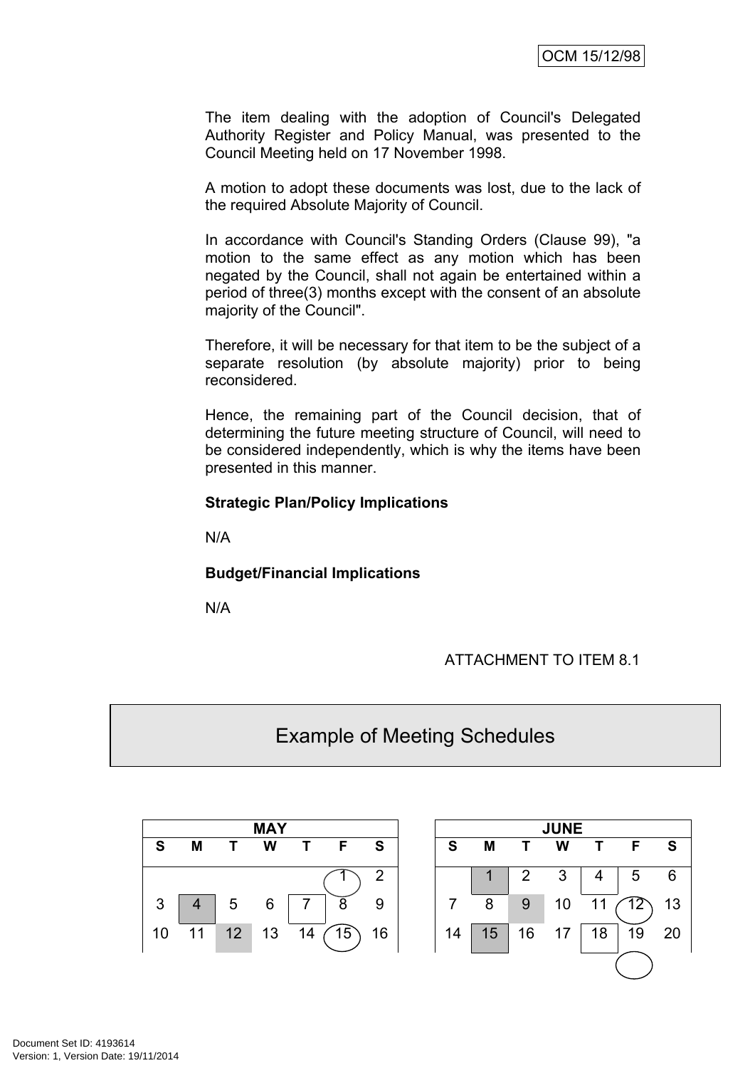The item dealing with the adoption of Council's Delegated Authority Register and Policy Manual, was presented to the Council Meeting held on 17 November 1998.

A motion to adopt these documents was lost, due to the lack of the required Absolute Majority of Council.

In accordance with Council's Standing Orders (Clause 99), "a motion to the same effect as any motion which has been negated by the Council, shall not again be entertained within a period of three(3) months except with the consent of an absolute majority of the Council".

Therefore, it will be necessary for that item to be the subject of a separate resolution (by absolute majority) prior to being reconsidered.

Hence, the remaining part of the Council decision, that of determining the future meeting structure of Council, will need to be considered independently, which is why the items have been presented in this manner.

**Strategic Plan/Policy Implications**

N/A

**Budget/Financial Implications**

N/A

ATTACHMENT TO ITEM 8.1

## Example of Meeting Schedules

| MAY | | | | | | |
|---|---|---|---|---|---|---|
| S | M | T | W | T | F | S |
| | | | | | 1 | 2 |
| 3 | 4 | 5 | 6 | 7 | 8 | 9 |
| 10 | 11 | 12 | 13 | 14 | 15 | 16 |

| JUNE | | | | | | |
|---|---|---|---|---|---|---|
| S | M | T | W | T | F | S |
| | 1 | 2 | 3 | 4 | 5 | 6 |
| 7 | 8 | 9 | 10 | 11 | 12 | 13 |
| 14 | 15 | 16 | 17 | 18 | 19 | 20 |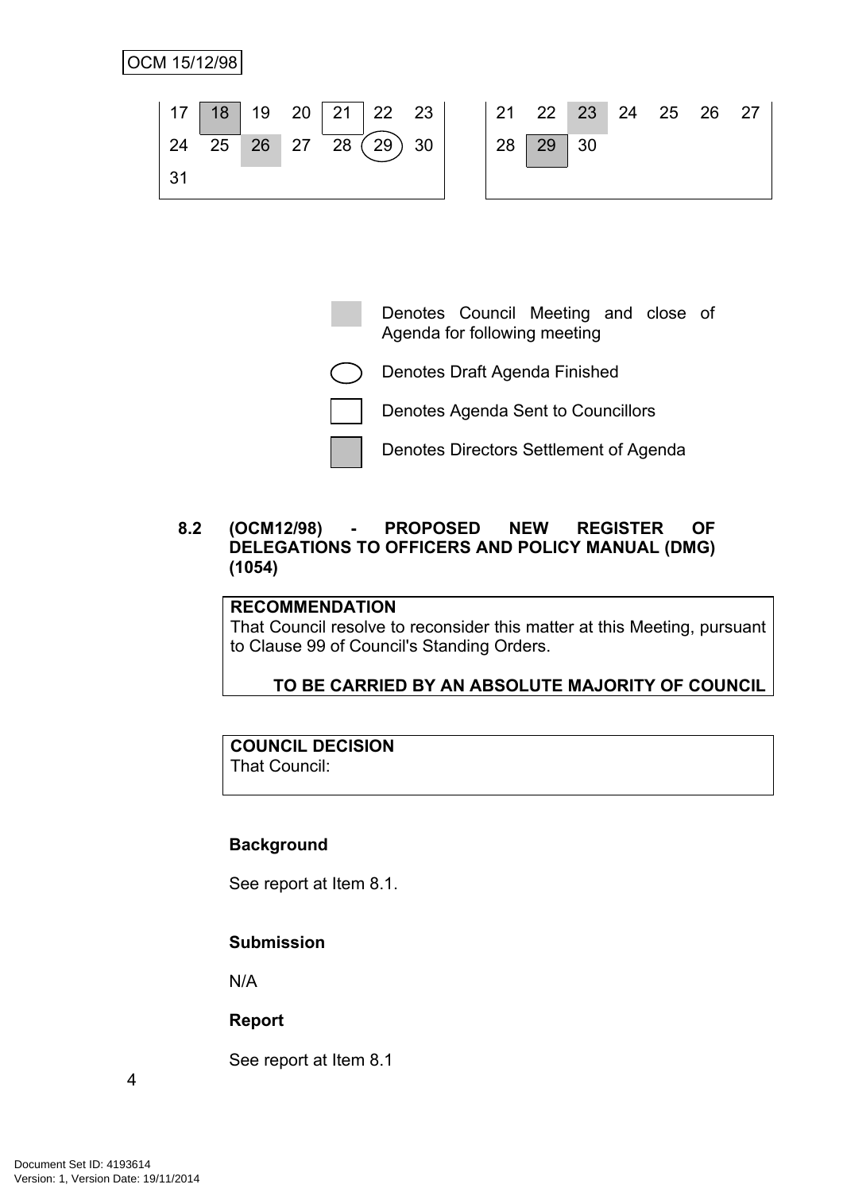| 17 | 18 | 19 | 20 | 21 | 22 | 23 |
|---|---|---|---|---|---|---|
| 24 | 25 | 26 | 27 | 28 | 29 | 30 |
| 31 | | | | | | |

| 21 | 22 | 23 | 24 | 25 | 26 | 27 |
|---|---|---|---|---|---|---|
| 28 | 29 | 30 | | | | |

Denotes Council Meeting and close of Agenda for following meeting

Denotes Draft Agenda Finished

Denotes Agenda Sent to Councillors

Denotes Directors Settlement of Agenda

### 8.2 (OCM12/98) - PROPOSED NEW REGISTER OF DELEGATIONS TO OFFICERS AND POLICY MANUAL (DMG) (1054)

**RECOMMENDATION**
That Council resolve to reconsider this matter at this Meeting, pursuant to Clause 99 of Council's Standing Orders.

**TO BE CARRIED BY AN ABSOLUTE MAJORITY OF COUNCIL**

**COUNCIL DECISION**
That Council:

**Background**

See report at Item 8.1.

**Submission**

N/A

**Report**

See report at Item 8.1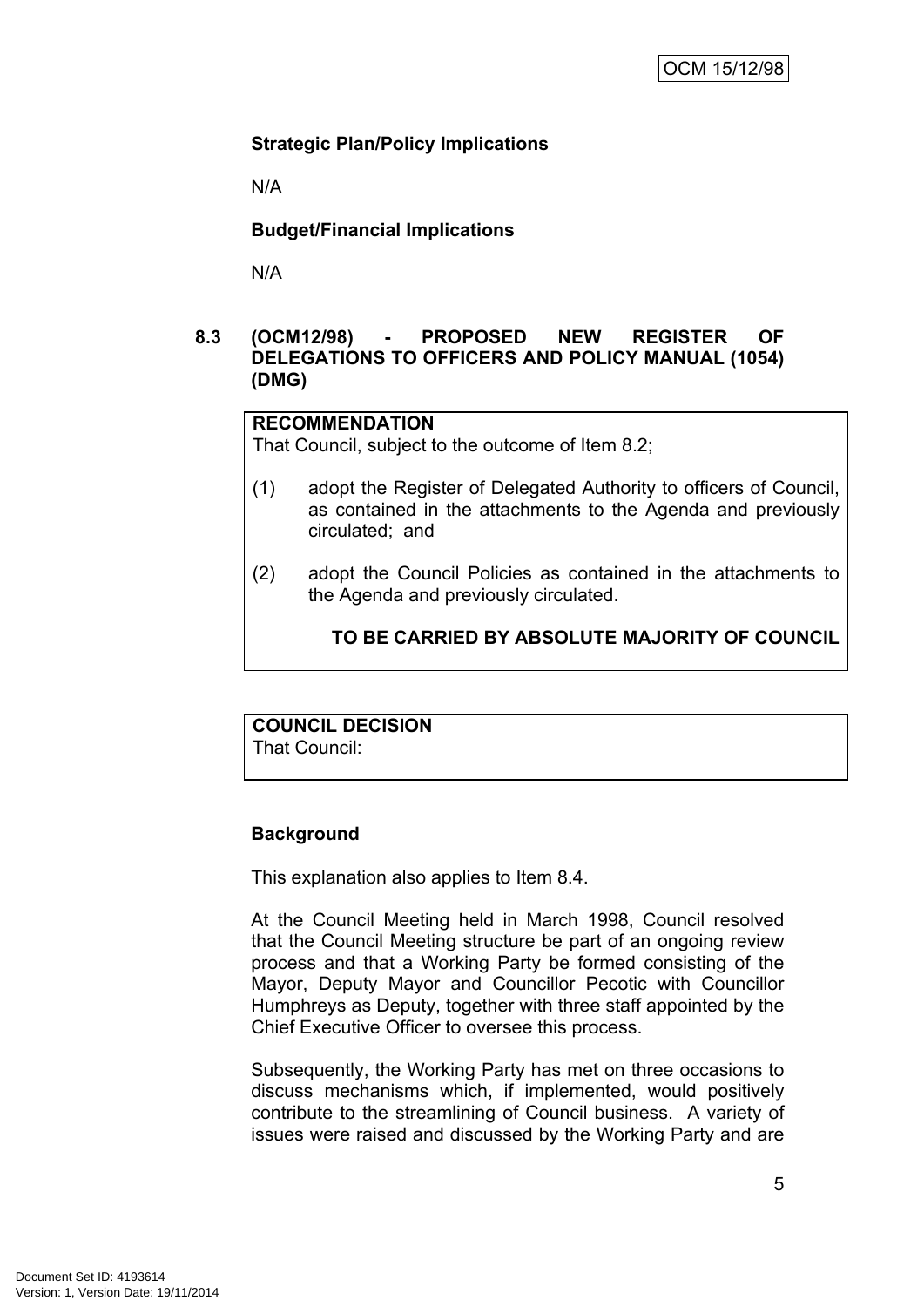**Strategic Plan/Policy Implications**

N/A

**Budget/Financial Implications**

N/A

### 8.3 (OCM12/98) - PROPOSED NEW REGISTER OF DELEGATIONS TO OFFICERS AND POLICY MANUAL (1054) (DMG)

**RECOMMENDATION**
That Council, subject to the outcome of Item 8.2;

(1) adopt the Register of Delegated Authority to officers of Council, as contained in the attachments to the Agenda and previously circulated; and

(2) adopt the Council Policies as contained in the attachments to the Agenda and previously circulated.

**TO BE CARRIED BY ABSOLUTE MAJORITY OF COUNCIL**

**COUNCIL DECISION**
That Council:

**Background**

This explanation also applies to Item 8.4.

At the Council Meeting held in March 1998, Council resolved that the Council Meeting structure be part of an ongoing review process and that a Working Party be formed consisting of the Mayor, Deputy Mayor and Councillor Pecotic with Councillor Humphreys as Deputy, together with three staff appointed by the Chief Executive Officer to oversee this process.

Subsequently, the Working Party has met on three occasions to discuss mechanisms which, if implemented, would positively contribute to the streamlining of Council business. A variety of issues were raised and discussed by the Working Party and are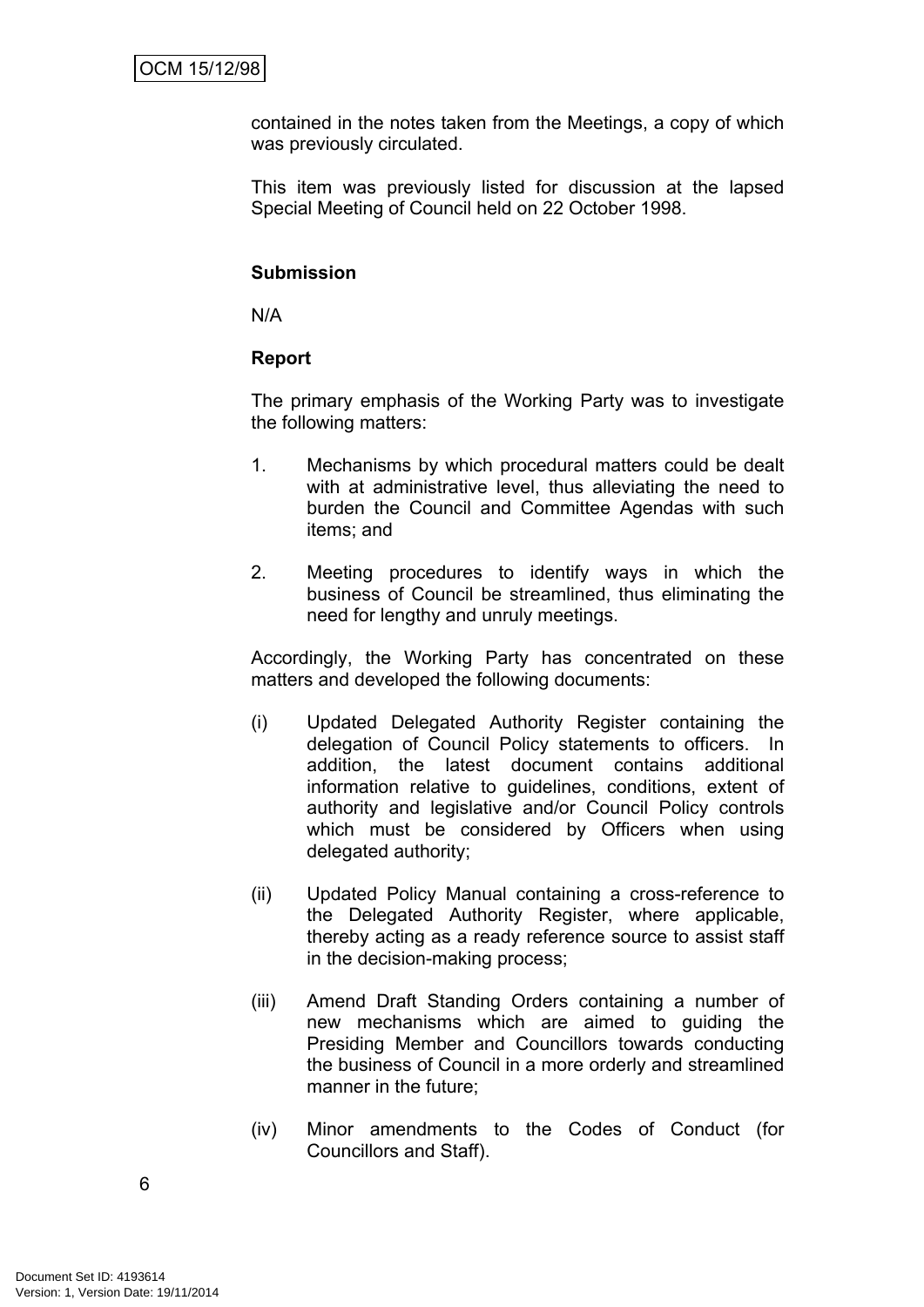contained in the notes taken from the Meetings, a copy of which was previously circulated.

This item was previously listed for discussion at the lapsed Special Meeting of Council held on 22 October 1998.

**Submission**

N/A

**Report**

The primary emphasis of the Working Party was to investigate the following matters:

1. Mechanisms by which procedural matters could be dealt with at administrative level, thus alleviating the need to burden the Council and Committee Agendas with such items; and

2. Meeting procedures to identify ways in which the business of Council be streamlined, thus eliminating the need for lengthy and unruly meetings.

Accordingly, the Working Party has concentrated on these matters and developed the following documents:

(i) Updated Delegated Authority Register containing the delegation of Council Policy statements to officers. In addition, the latest document contains additional information relative to guidelines, conditions, extent of authority and legislative and/or Council Policy controls which must be considered by Officers when using delegated authority;

(ii) Updated Policy Manual containing a cross-reference to the Delegated Authority Register, where applicable, thereby acting as a ready reference source to assist staff in the decision-making process;

(iii) Amend Draft Standing Orders containing a number of new mechanisms which are aimed to guiding the Presiding Member and Councillors towards conducting the business of Council in a more orderly and streamlined manner in the future;

(iv) Minor amendments to the Codes of Conduct (for Councillors and Staff).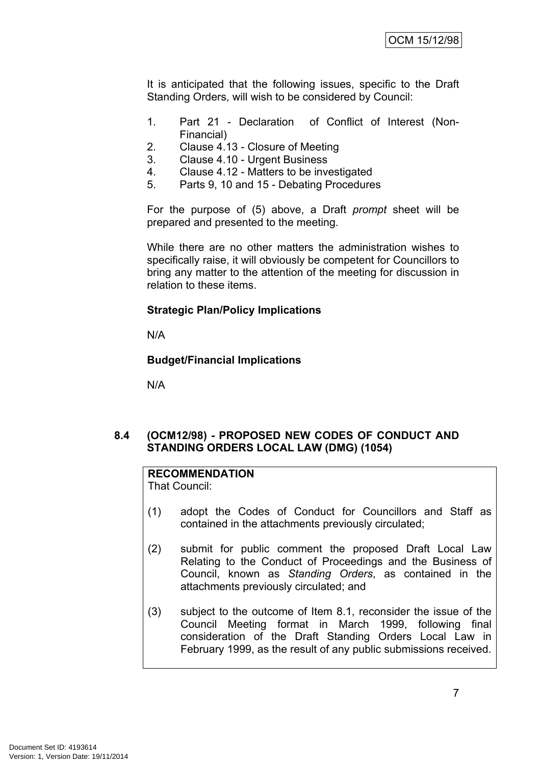It is anticipated that the following issues, specific to the Draft Standing Orders, will wish to be considered by Council:

1. Part 21 - Declaration of Conflict of Interest (Non-Financial)
2. Clause 4.13 - Closure of Meeting
3. Clause 4.10 - Urgent Business
4. Clause 4.12 - Matters to be investigated
5. Parts 9, 10 and 15 - Debating Procedures

For the purpose of (5) above, a Draft *prompt* sheet will be prepared and presented to the meeting.

While there are no other matters the administration wishes to specifically raise, it will obviously be competent for Councillors to bring any matter to the attention of the meeting for discussion in relation to these items.

**Strategic Plan/Policy Implications**

N/A

**Budget/Financial Implications**

N/A

### 8.4 (OCM12/98) - PROPOSED NEW CODES OF CONDUCT AND STANDING ORDERS LOCAL LAW (DMG) (1054)

**RECOMMENDATION**
That Council:

(1) adopt the Codes of Conduct for Councillors and Staff as contained in the attachments previously circulated;

(2) submit for public comment the proposed Draft Local Law Relating to the Conduct of Proceedings and the Business of Council, known as *Standing Orders*, as contained in the attachments previously circulated; and

(3) subject to the outcome of Item 8.1, reconsider the issue of the Council Meeting format in March 1999, following final consideration of the Draft Standing Orders Local Law in February 1999, as the result of any public submissions received.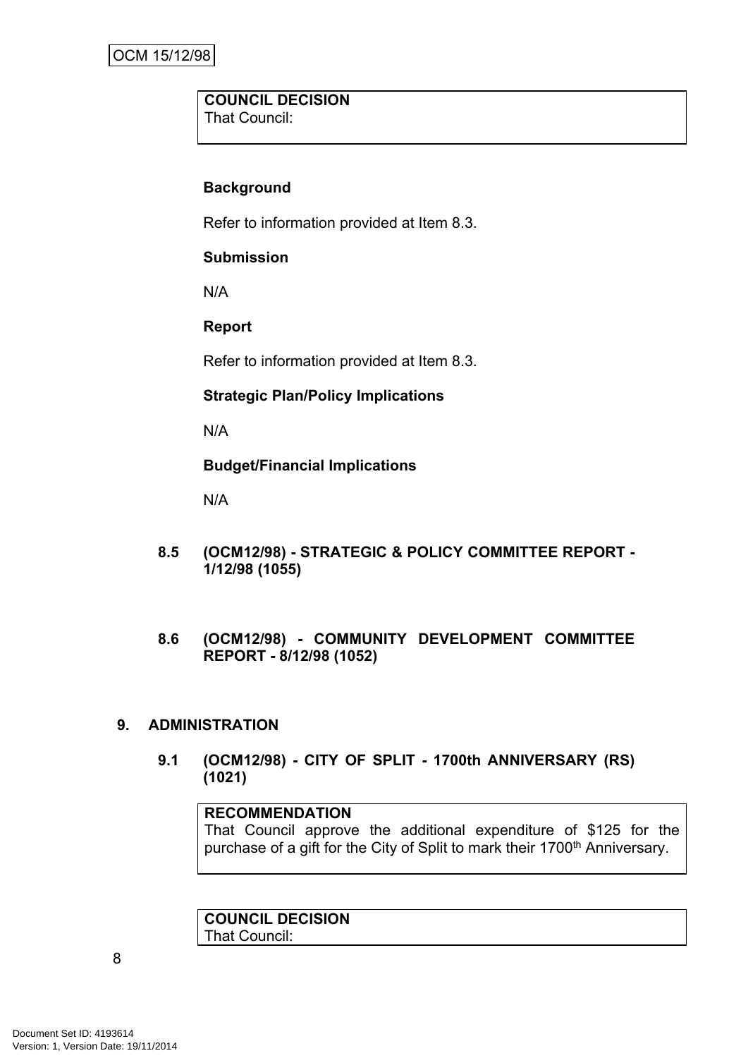**COUNCIL DECISION**
That Council:

**Background**

Refer to information provided at Item 8.3.

**Submission**

N/A

**Report**

Refer to information provided at Item 8.3.

**Strategic Plan/Policy Implications**

N/A

**Budget/Financial Implications**

N/A

### 8.5 (OCM12/98) - STRATEGIC & POLICY COMMITTEE REPORT - 1/12/98 (1055)

### 8.6 (OCM12/98) - COMMUNITY DEVELOPMENT COMMITTEE REPORT - 8/12/98 (1052)

## 9. ADMINISTRATION

### 9.1 (OCM12/98) - CITY OF SPLIT - 1700th ANNIVERSARY (RS) (1021)

**RECOMMENDATION**
That Council approve the additional expenditure of $125 for the purchase of a gift for the City of Split to mark their 1700th Anniversary.

**COUNCIL DECISION**
That Council: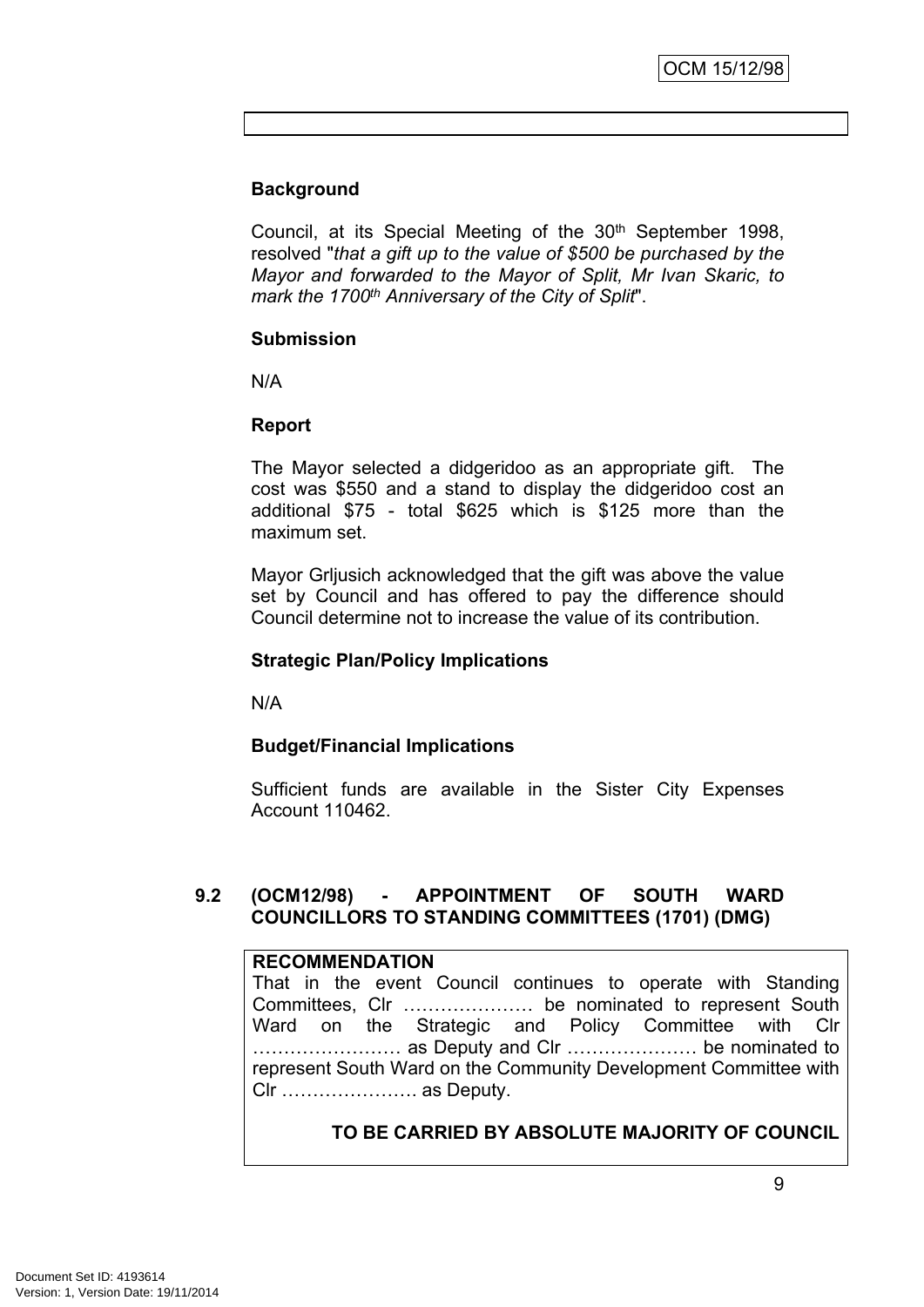**Background**

Council, at its Special Meeting of the 30th September 1998, resolved "*that a gift up to the value of $500 be purchased by the Mayor and forwarded to the Mayor of Split, Mr Ivan Skaric, to mark the 1700th Anniversary of the City of Split*".

**Submission**

N/A

**Report**

The Mayor selected a didgeridoo as an appropriate gift. The cost was $550 and a stand to display the didgeridoo cost an additional $75 - total $625 which is $125 more than the maximum set.

Mayor Grljusich acknowledged that the gift was above the value set by Council and has offered to pay the difference should Council determine not to increase the value of its contribution.

**Strategic Plan/Policy Implications**

N/A

**Budget/Financial Implications**

Sufficient funds are available in the Sister City Expenses Account 110462.

## 9.2 (OCM12/98) - APPOINTMENT OF SOUTH WARD COUNCILLORS TO STANDING COMMITTEES (1701) (DMG)

**RECOMMENDATION**

That in the event Council continues to operate with Standing Committees, Clr ………………… be nominated to represent South Ward on the Strategic and Policy Committee with Clr …………………… as Deputy and Clr ………………… be nominated to represent South Ward on the Community Development Committee with Clr …………………. as Deputy.

**TO BE CARRIED BY ABSOLUTE MAJORITY OF COUNCIL**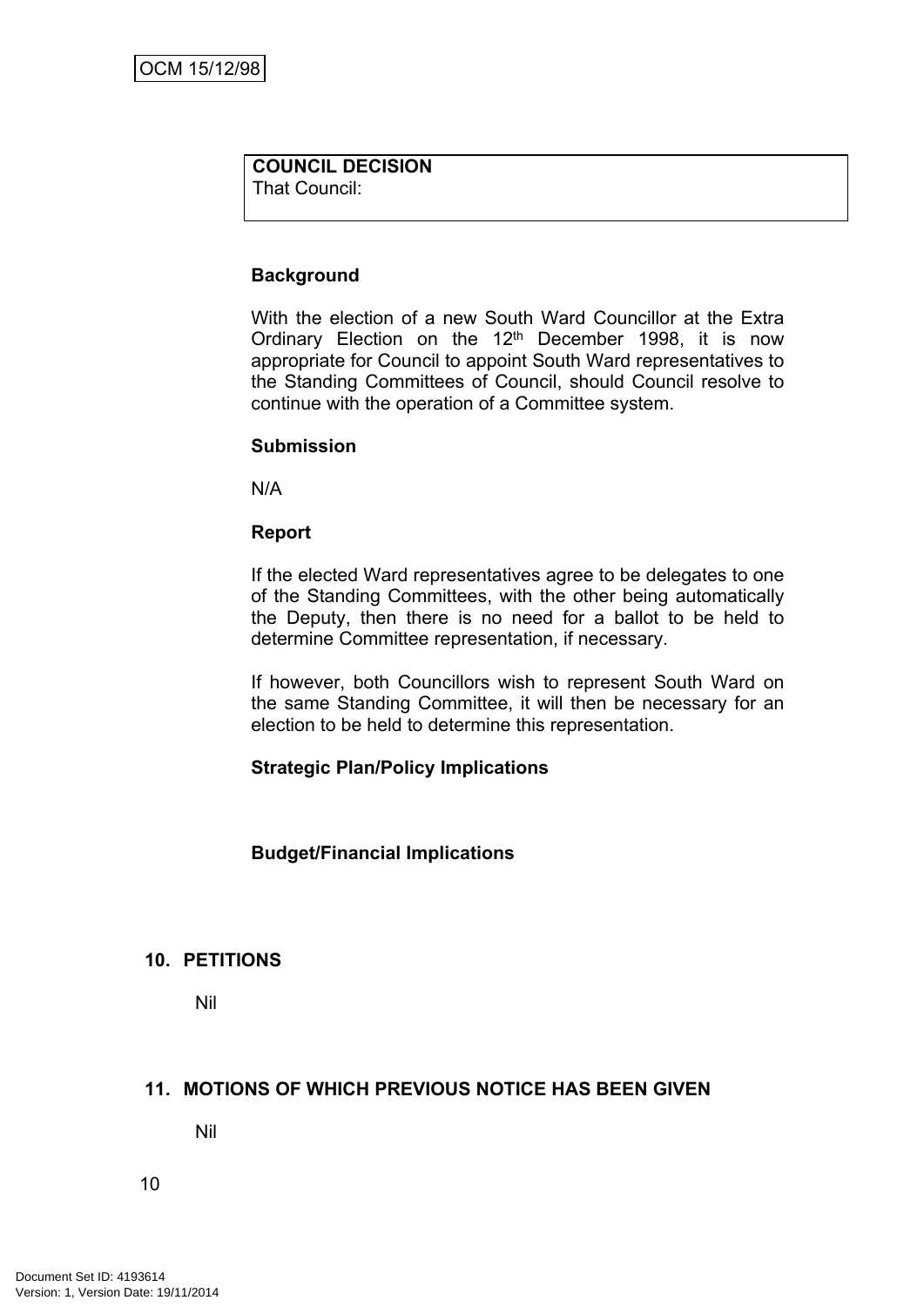**COUNCIL DECISION**
That Council:

**Background**

With the election of a new South Ward Councillor at the Extra Ordinary Election on the 12th December 1998, it is now appropriate for Council to appoint South Ward representatives to the Standing Committees of Council, should Council resolve to continue with the operation of a Committee system.

**Submission**

N/A

**Report**

If the elected Ward representatives agree to be delegates to one of the Standing Committees, with the other being automatically the Deputy, then there is no need for a ballot to be held to determine Committee representation, if necessary.

If however, both Councillors wish to represent South Ward on the same Standing Committee, it will then be necessary for an election to be held to determine this representation.

**Strategic Plan/Policy Implications**

**Budget/Financial Implications**

## 10. PETITIONS

Nil

## 11. MOTIONS OF WHICH PREVIOUS NOTICE HAS BEEN GIVEN

Nil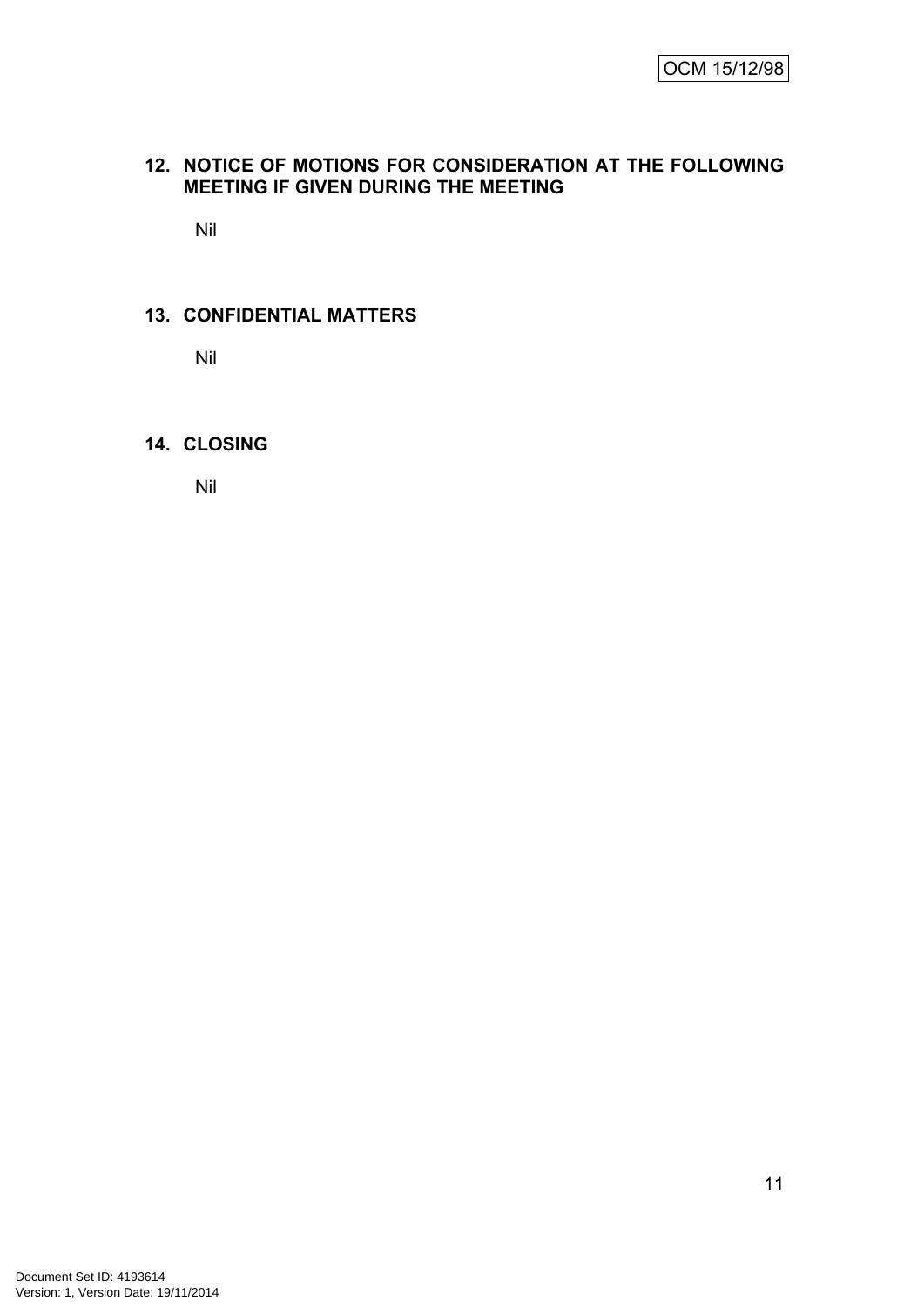## 12. NOTICE OF MOTIONS FOR CONSIDERATION AT THE FOLLOWING MEETING IF GIVEN DURING THE MEETING

Nil

## 13. CONFIDENTIAL MATTERS

Nil

## 14. CLOSING

Nil